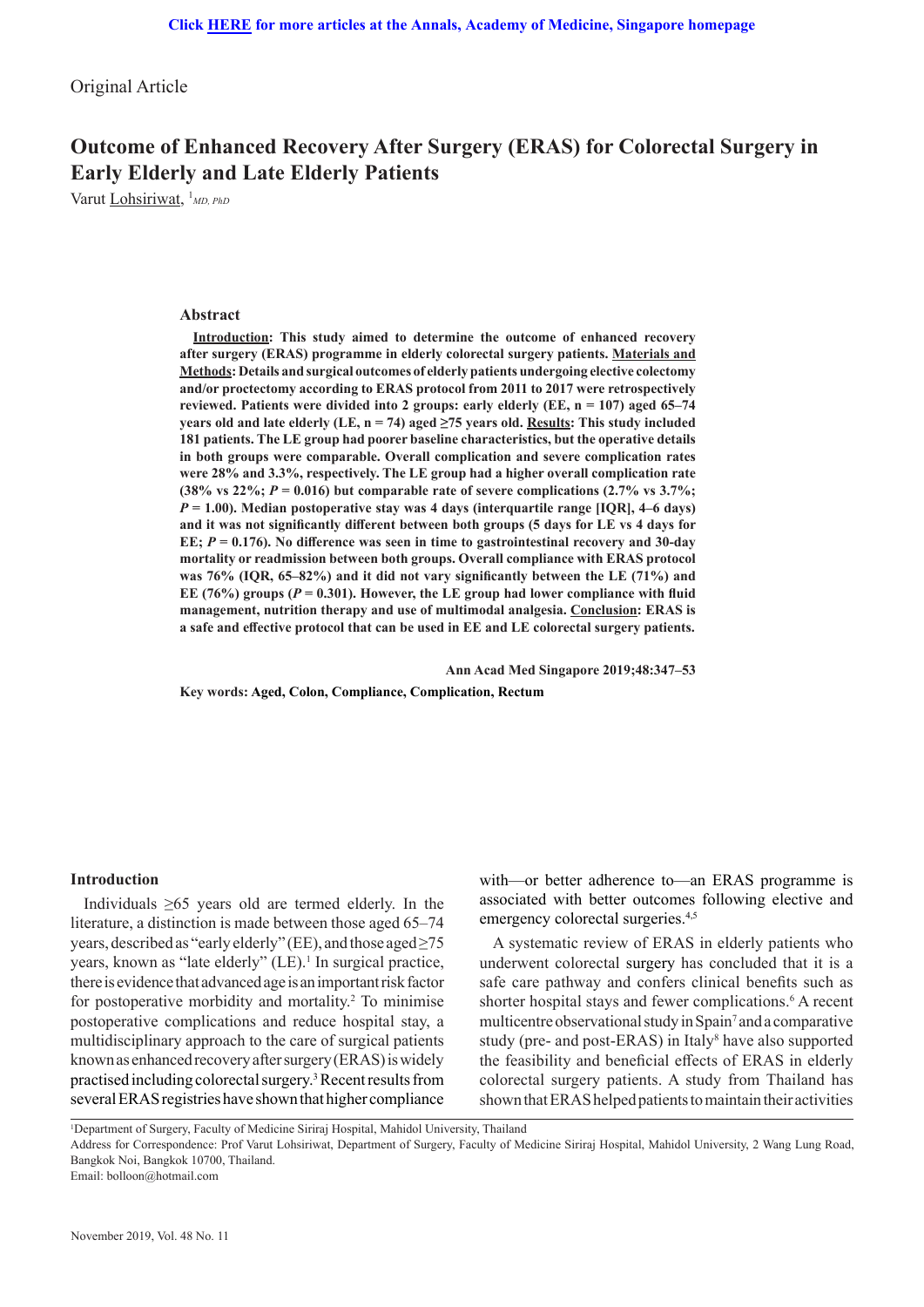Original Article

# Outcome of Enhanced Recovery After Surgery (ERAS) for Colorectal Surgery in Early Elderly and Late Elderly Patients

Varut Lohsiriwat, [1] *MD, PhD*

## Abstract

**Introduction: This study aimed to determine the outcome of enhanced recovery after surgery (ERAS) programme in elderly colorectal surgery patients. Materials and Methods: Details and surgical outcomes of elderly patients undergoing elective colectomy and/or proctectomy according to ERAS protocol from 2011 to 2017 were retrospectively reviewed. Patients were divided into 2 groups: early elderly (EE, n = 107) aged 65–74 years old and late elderly (LE, n = 74) aged ≥75 years old. Results: This study included 181 patients. The LE group had poorer baseline characteristics, but the operative details in both groups were comparable. Overall complication and severe complication rates were 28% and 3.3%, respectively. The LE group had a higher overall complication rate (38% vs 22%; *P* = 0.016) but comparable rate of severe complications (2.7% vs 3.7%; *P* = 1.00). Median postoperative stay was 4 days (interquartile range [IQR], 4–6 days) and it was not significantly different between both groups (5 days for LE vs 4 days for EE; *P* = 0.176). No difference was seen in time to gastrointestinal recovery and 30-day mortality or readmission between both groups. Overall compliance with ERAS protocol was 76% (IQR, 65–82%) and it did not vary significantly between the LE (71%) and EE (76%) groups (*P* = 0.301). However, the LE group had lower compliance with fluid management, nutrition therapy and use of multimodal analgesia. Conclusion: ERAS is a safe and effective protocol that can be used in EE and LE colorectal surgery patients.**

**Ann Acad Med Singapore 2019;48:347–53**

**Key words: Aged, Colon, Compliance, Complication, Rectum**

## Introduction

Individuals ≥65 years old are termed elderly. In the literature, a distinction is made between those aged 65–74 years, described as "early elderly" (EE), and those aged ≥75 years, known as "late elderly" (LE).[1] In surgical practice, there is evidence that advanced age is an important risk factor for postoperative morbidity and mortality.[2] To minimise postoperative complications and reduce hospital stay, a multidisciplinary approach to the care of surgical patients known as enhanced recovery after surgery (ERAS) is widely practised including colorectal surgery.[3] Recent results from several ERAS registries have shown that higher compliance with—or better adherence to—an ERAS programme is associated with better outcomes following elective and emergency colorectal surgeries.[4,5]

A systematic review of ERAS in elderly patients who underwent colorectal surgery has concluded that it is a safe care pathway and confers clinical benefits such as shorter hospital stays and fewer complications.[6] A recent multicentre observational study in Spain[7] and a comparative study (pre- and post-ERAS) in Italy[8] have also supported the feasibility and beneficial effects of ERAS in elderly colorectal surgery patients. A study from Thailand has shown that ERAS helped patients to maintain their activities

[1]Department of Surgery, Faculty of Medicine Siriraj Hospital, Mahidol University, Thailand

Address for Correspondence: Prof Varut Lohsiriwat, Department of Surgery, Faculty of Medicine Siriraj Hospital, Mahidol University, 2 Wang Lung Road, Bangkok Noi, Bangkok 10700, Thailand.

Email: bolloon@hotmail.com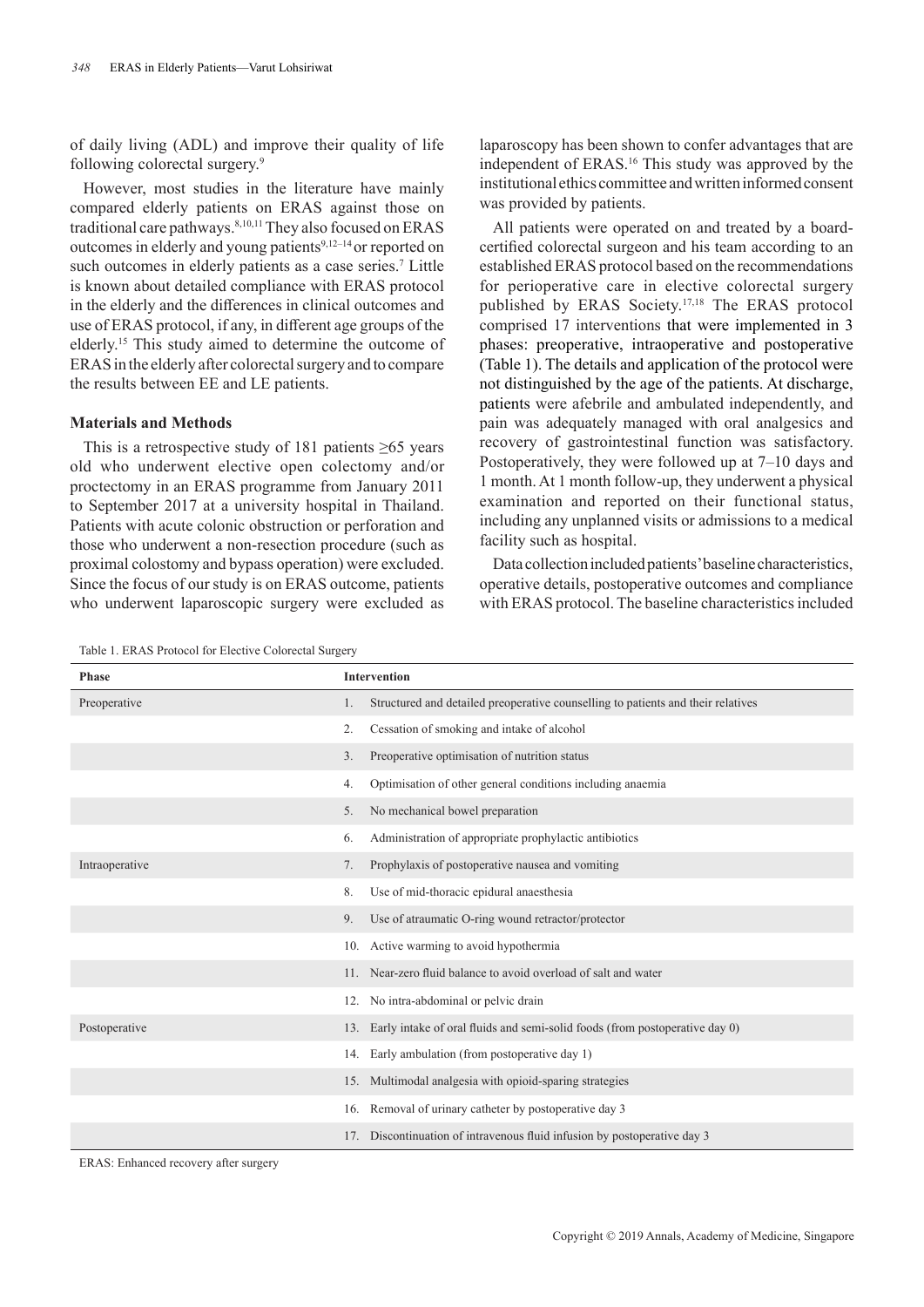of daily living (ADL) and improve their quality of life following colorectal surgery.[9]

However, most studies in the literature have mainly compared elderly patients on ERAS against those on traditional care pathways.[8,10,11] They also focused on ERAS outcomes in elderly and young patients[9,12–14] or reported on such outcomes in elderly patients as a case series.[7] Little is known about detailed compliance with ERAS protocol in the elderly and the differences in clinical outcomes and use of ERAS protocol, if any, in different age groups of the elderly.[15] This study aimed to determine the outcome of ERAS in the elderly after colorectal surgery and to compare the results between EE and LE patients.

## Materials and Methods

This is a retrospective study of 181 patients ≥65 years old who underwent elective open colectomy and/or proctectomy in an ERAS programme from January 2011 to September 2017 at a university hospital in Thailand. Patients with acute colonic obstruction or perforation and those who underwent a non-resection procedure (such as proximal colostomy and bypass operation) were excluded. Since the focus of our study is on ERAS outcome, patients who underwent laparoscopic surgery were excluded as laparoscopy has been shown to confer advantages that are independent of ERAS.[16] This study was approved by the institutional ethics committee and written informed consent was provided by patients.

All patients were operated on and treated by a board-certified colorectal surgeon and his team according to an established ERAS protocol based on the recommendations for perioperative care in elective colorectal surgery published by ERAS Society.[17,18] The ERAS protocol comprised 17 interventions that were implemented in 3 phases: preoperative, intraoperative and postoperative (Table 1). The details and application of the protocol were not distinguished by the age of the patients. At discharge, patients were afebrile and ambulated independently, and pain was adequately managed with oral analgesics and recovery of gastrointestinal function was satisfactory. Postoperatively, they were followed up at 7–10 days and 1 month. At 1 month follow-up, they underwent a physical examination and reported on their functional status, including any unplanned visits or admissions to a medical facility such as hospital.

Data collection included patients' baseline characteristics, operative details, postoperative outcomes and compliance with ERAS protocol. The baseline characteristics included

Table 1. ERAS Protocol for Elective Colorectal Surgery

| Phase | Intervention |
|---|---|
| Preoperative | 1. Structured and detailed preoperative counselling to patients and their relatives |
| | 2. Cessation of smoking and intake of alcohol |
| | 3. Preoperative optimisation of nutrition status |
| | 4. Optimisation of other general conditions including anaemia |
| | 5. No mechanical bowel preparation |
| | 6. Administration of appropriate prophylactic antibiotics |
| Intraoperative | 7. Prophylaxis of postoperative nausea and vomiting |
| | 8. Use of mid-thoracic epidural anaesthesia |
| | 9. Use of atraumatic O-ring wound retractor/protector |
| | 10. Active warming to avoid hypothermia |
| | 11. Near-zero fluid balance to avoid overload of salt and water |
| | 12. No intra-abdominal or pelvic drain |
| Postoperative | 13. Early intake of oral fluids and semi-solid foods (from postoperative day 0) |
| | 14. Early ambulation (from postoperative day 1) |
| | 15. Multimodal analgesia with opioid-sparing strategies |
| | 16. Removal of urinary catheter by postoperative day 3 |
| | 17. Discontinuation of intravenous fluid infusion by postoperative day 3 |

ERAS: Enhanced recovery after surgery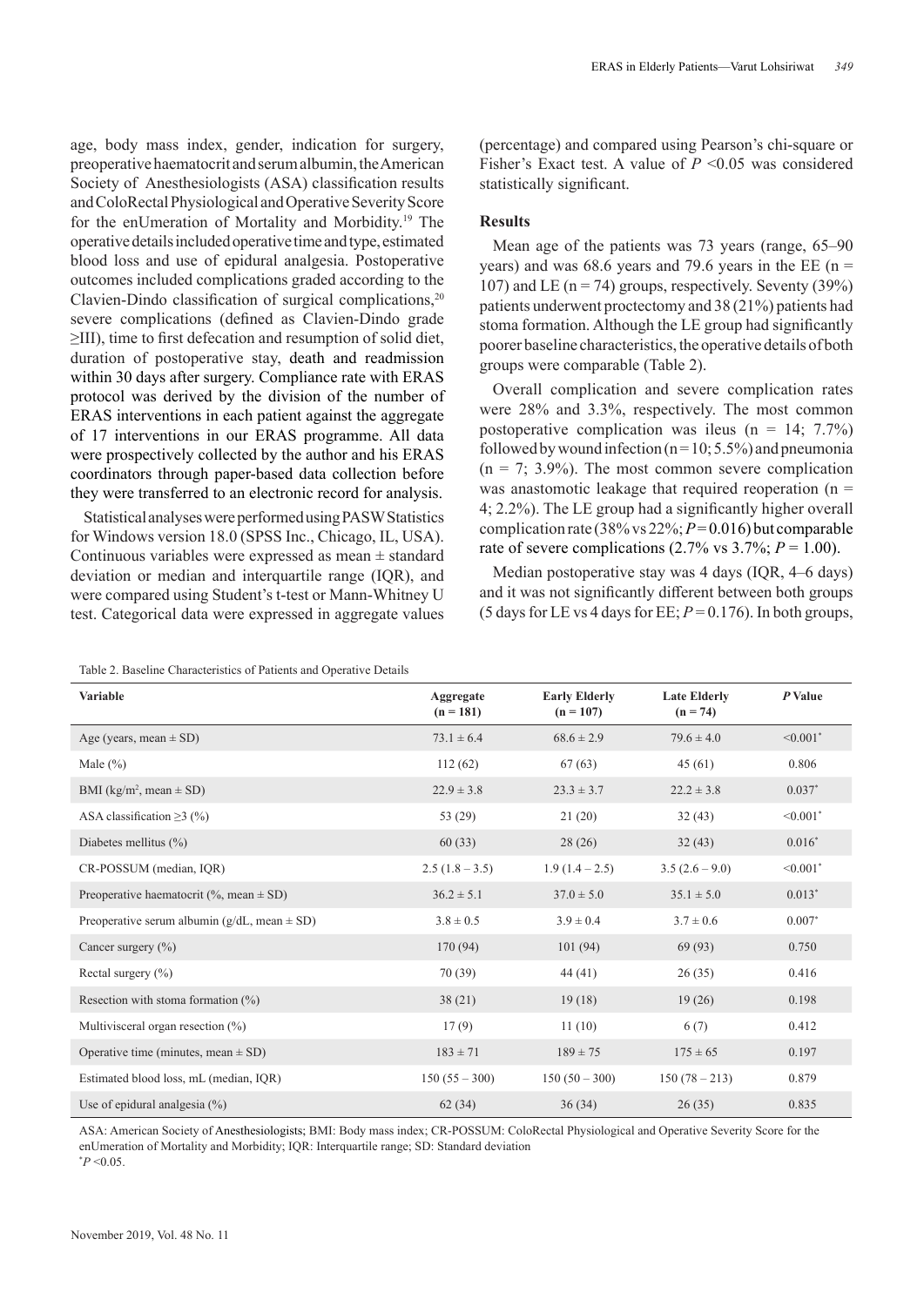age, body mass index, gender, indication for surgery, preoperative haematocrit and serum albumin, the American Society of Anesthesiologists (ASA) classification results and ColoRectal Physiological and Operative Severity Score for the enUmeration of Mortality and Morbidity.[19] The operative details included operative time and type, estimated blood loss and use of epidural analgesia. Postoperative outcomes included complications graded according to the Clavien-Dindo classification of surgical complications,[20] severe complications (defined as Clavien-Dindo grade ≥III), time to first defecation and resumption of solid diet, duration of postoperative stay, death and readmission within 30 days after surgery. Compliance rate with ERAS protocol was derived by the division of the number of ERAS interventions in each patient against the aggregate of 17 interventions in our ERAS programme. All data were prospectively collected by the author and his ERAS coordinators through paper-based data collection before they were transferred to an electronic record for analysis.

Statistical analyses were performed using PASW Statistics for Windows version 18.0 (SPSS Inc., Chicago, IL, USA). Continuous variables were expressed as mean ± standard deviation or median and interquartile range (IQR), and were compared using Student's t-test or Mann-Whitney U test. Categorical data were expressed in aggregate values (percentage) and compared using Pearson's chi-square or Fisher's Exact test. A value of $P < 0.05$ was considered statistically significant.

## Results

Mean age of the patients was 73 years (range, 65–90 years) and was 68.6 years and 79.6 years in the EE (n = 107) and LE (n = 74) groups, respectively. Seventy (39%) patients underwent proctectomy and 38 (21%) patients had stoma formation. Although the LE group had significantly poorer baseline characteristics, the operative details of both groups were comparable (Table 2).

Overall complication and severe complication rates were 28% and 3.3%, respectively. The most common postoperative complication was ileus (n = 14; 7.7%) followed by wound infection (n = 10; 5.5%) and pneumonia (n = 7; 3.9%). The most common severe complication was anastomotic leakage that required reoperation (n = 4; 2.2%). The LE group had a significantly higher overall complication rate (38% vs 22%; $P = 0.016$) but comparable rate of severe complications (2.7% vs 3.7%; $P = 1.00$).

Median postoperative stay was 4 days (IQR, 4–6 days) and it was not significantly different between both groups (5 days for LE vs 4 days for EE; $P = 0.176$). In both groups,

Table 2. Baseline Characteristics of Patients and Operative Details

| Variable | Aggregate (n = 181) | Early Elderly (n = 107) | Late Elderly (n = 74) | *P* Value |
|---|---|---|---|---|
| Age (years, mean ± SD) | 73.1 ± 6.4 | 68.6 ± 2.9 | 79.6 ± 4.0 | <0.001* |
| Male (%) | 112 (62) | 67 (63) | 45 (61) | 0.806 |
| BMI (kg/m$^2$, mean ± SD) | 22.9 ± 3.8 | 23.3 ± 3.7 | 22.2 ± 3.8 | 0.037* |
| ASA classification ≥3 (%) | 53 (29) | 21 (20) | 32 (43) | <0.001* |
| Diabetes mellitus (%) | 60 (33) | 28 (26) | 32 (43) | 0.016* |
| CR-POSSUM (median, IQR) | 2.5 (1.8 – 3.5) | 1.9 (1.4 – 2.5) | 3.5 (2.6 – 9.0) | <0.001* |
| Preoperative haematocrit (%, mean ± SD) | 36.2 ± 5.1 | 37.0 ± 5.0 | 35.1 ± 5.0 | 0.013* |
| Preoperative serum albumin (g/dL, mean ± SD) | 3.8 ± 0.5 | 3.9 ± 0.4 | 3.7 ± 0.6 | 0.007* |
| Cancer surgery (%) | 170 (94) | 101 (94) | 69 (93) | 0.750 |
| Rectal surgery (%) | 70 (39) | 44 (41) | 26 (35) | 0.416 |
| Resection with stoma formation (%) | 38 (21) | 19 (18) | 19 (26) | 0.198 |
| Multivisceral organ resection (%) | 17 (9) | 11 (10) | 6 (7) | 0.412 |
| Operative time (minutes, mean ± SD) | 183 ± 71 | 189 ± 75 | 175 ± 65 | 0.197 |
| Estimated blood loss, mL (median, IQR) | 150 (55 – 300) | 150 (50 – 300) | 150 (78 – 213) | 0.879 |
| Use of epidural analgesia (%) | 62 (34) | 36 (34) | 26 (35) | 0.835 |

ASA: American Society of Anesthesiologists; BMI: Body mass index; CR-POSSUM: ColoRectal Physiological and Operative Severity Score for the enUmeration of Mortality and Morbidity; IQR: Interquartile range; SD: Standard deviation
*$P < 0.05$.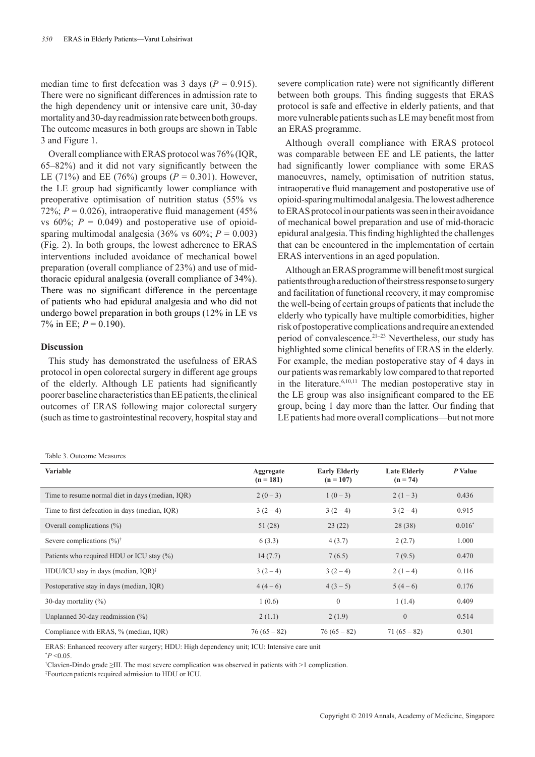median time to first defecation was 3 days ($P = 0.915$). There were no significant differences in admission rate to the high dependency unit or intensive care unit, 30-day mortality and 30-day readmission rate between both groups. The outcome measures in both groups are shown in Table 3 and Figure 1.

Overall compliance with ERAS protocol was 76% (IQR, 65–82%) and it did not vary significantly between the LE (71%) and EE (76%) groups ($P = 0.301$). However, the LE group had significantly lower compliance with preoperative optimisation of nutrition status (55% vs 72%; $P = 0.026$), intraoperative fluid management (45% vs 60%; $P = 0.049$) and postoperative use of opioid-sparing multimodal analgesia (36% vs 60%; $P = 0.003$) (Fig. 2). In both groups, the lowest adherence to ERAS interventions included avoidance of mechanical bowel preparation (overall compliance of 23%) and use of mid-thoracic epidural analgesia (overall compliance of 34%). There was no significant difference in the percentage of patients who had epidural analgesia and who did not undergo bowel preparation in both groups (12% in LE vs 7% in EE; $P = 0.190$).

## Discussion

This study has demonstrated the usefulness of ERAS protocol in open colorectal surgery in different age groups of the elderly. Although LE patients had significantly poorer baseline characteristics than EE patients, the clinical outcomes of ERAS following major colorectal surgery (such as time to gastrointestinal recovery, hospital stay and severe complication rate) were not significantly different between both groups. This finding suggests that ERAS protocol is safe and effective in elderly patients, and that more vulnerable patients such as LE may benefit most from an ERAS programme.

Although overall compliance with ERAS protocol was comparable between EE and LE patients, the latter had significantly lower compliance with some ERAS manoeuvres, namely, optimisation of nutrition status, intraoperative fluid management and postoperative use of opioid-sparing multimodal analgesia. The lowest adherence to ERAS protocol in our patients was seen in their avoidance of mechanical bowel preparation and use of mid-thoracic epidural analgesia. This finding highlighted the challenges that can be encountered in the implementation of certain ERAS interventions in an aged population.

Although an ERAS programme will benefit most surgical patients through a reduction of their stress response to surgery and facilitation of functional recovery, it may compromise the well-being of certain groups of patients that include the elderly who typically have multiple comorbidities, higher risk of postoperative complications and require an extended period of convalescence.[21–23] Nevertheless, our study has highlighted some clinical benefits of ERAS in the elderly. For example, the median postoperative stay of 4 days in our patients was remarkably low compared to that reported in the literature.[6,10,11] The median postoperative stay in the LE group was also insignificant compared to the EE group, being 1 day more than the latter. Our finding that LE patients had more overall complications—but not more

Table 3. Outcome Measures

| Variable | Aggregate (n = 181) | Early Elderly (n = 107) | Late Elderly (n = 74) | *P* Value |
|---|---|---|---|---|
| Time to resume normal diet in days (median, IQR) | 2 (0 – 3) | 1 (0 – 3) | 2 (1 – 3) | 0.436 |
| Time to first defecation in days (median, IQR) | 3 (2 – 4) | 3 (2 – 4) | 3 (2 – 4) | 0.915 |
| Overall complications (%) | 51 (28) | 23 (22) | 28 (38) | 0.016* |
| Severe complications (%)† | 6 (3.3) | 4 (3.7) | 2 (2.7) | 1.000 |
| Patients who required HDU or ICU stay (%) | 14 (7.7) | 7 (6.5) | 7 (9.5) | 0.470 |
| HDU/ICU stay in days (median, IQR)‡ | 3 (2 – 4) | 3 (2 – 4) | 2 (1 – 4) | 0.116 |
| Postoperative stay in days (median, IQR) | 4 (4 – 6) | 4 (3 – 5) | 5 (4 – 6) | 0.176 |
| 30-day mortality (%) | 1 (0.6) | 0 | 1 (1.4) | 0.409 |
| Unplanned 30-day readmission (%) | 2 (1.1) | 2 (1.9) | 0 | 0.514 |
| Compliance with ERAS, % (median, IQR) | 76 (65 – 82) | 76 (65 – 82) | 71 (65 – 82) | 0.301 |

ERAS: Enhanced recovery after surgery; HDU: High dependency unit; ICU: Intensive care unit

*$P < 0.05$.

†Clavien-Dindo grade ≥III. The most severe complication was observed in patients with >1 complication.

‡Fourteen patients required admission to HDU or ICU.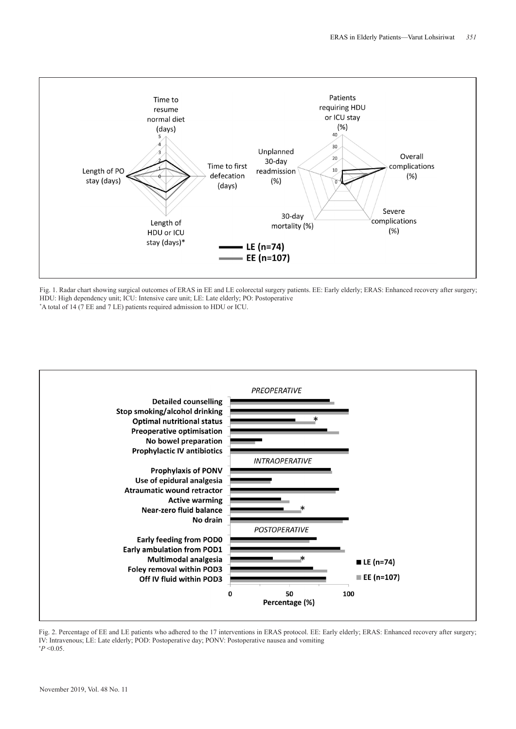Fig. 1. Radar chart showing surgical outcomes of ERAS in EE and LE colorectal surgery patients. EE: Early elderly; ERAS: Enhanced recovery after surgery; HDU: High dependency unit; ICU: Intensive care unit; LE: Late elderly; PO: Postoperative

*A total of 14 (7 EE and 7 LE) patients required admission to HDU or ICU.

Fig. 2. Percentage of EE and LE patients who adhered to the 17 interventions in ERAS protocol. EE: Early elderly; ERAS: Enhanced recovery after surgery; IV: Intravenous; LE: Late elderly; POD: Postoperative day; PONV: Postoperative nausea and vomiting

*$P$ <0.05.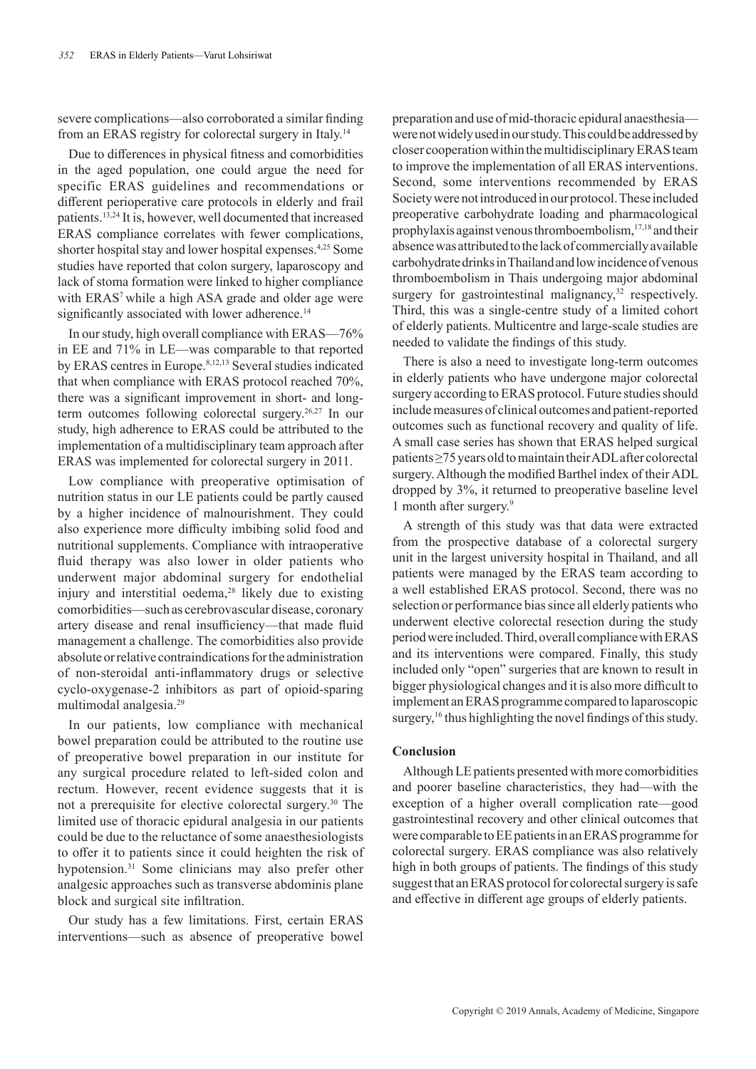severe complications—also corroborated a similar finding from an ERAS registry for colorectal surgery in Italy.[14]

Due to differences in physical fitness and comorbidities in the aged population, one could argue the need for specific ERAS guidelines and recommendations or different perioperative care protocols in elderly and frail patients.[13,24] It is, however, well documented that increased ERAS compliance correlates with fewer complications, shorter hospital stay and lower hospital expenses.[4,25] Some studies have reported that colon surgery, laparoscopy and lack of stoma formation were linked to higher compliance with ERAS[7] while a high ASA grade and older age were significantly associated with lower adherence.[14]

In our study, high overall compliance with ERAS—76% in EE and 71% in LE—was comparable to that reported by ERAS centres in Europe.[8,12,13] Several studies indicated that when compliance with ERAS protocol reached 70%, there was a significant improvement in short- and long-term outcomes following colorectal surgery.[26,27] In our study, high adherence to ERAS could be attributed to the implementation of a multidisciplinary team approach after ERAS was implemented for colorectal surgery in 2011.

Low compliance with preoperative optimisation of nutrition status in our LE patients could be partly caused by a higher incidence of malnourishment. They could also experience more difficulty imbibing solid food and nutritional supplements. Compliance with intraoperative fluid therapy was also lower in older patients who underwent major abdominal surgery for endothelial injury and interstitial oedema,[28] likely due to existing comorbidities—such as cerebrovascular disease, coronary artery disease and renal insufficiency—that made fluid management a challenge. The comorbidities also provide absolute or relative contraindications for the administration of non-steroidal anti-inflammatory drugs or selective cyclo-oxygenase-2 inhibitors as part of opioid-sparing multimodal analgesia.[29]

In our patients, low compliance with mechanical bowel preparation could be attributed to the routine use of preoperative bowel preparation in our institute for any surgical procedure related to left-sided colon and rectum. However, recent evidence suggests that it is not a prerequisite for elective colorectal surgery.[30] The limited use of thoracic epidural analgesia in our patients could be due to the reluctance of some anaesthesiologists to offer it to patients since it could heighten the risk of hypotension.[31] Some clinicians may also prefer other analgesic approaches such as transverse abdominis plane block and surgical site infiltration.

Our study has a few limitations. First, certain ERAS interventions—such as absence of preoperative bowel preparation and use of mid-thoracic epidural anaesthesia—were not widely used in our study. This could be addressed by closer cooperation within the multidisciplinary ERAS team to improve the implementation of all ERAS interventions. Second, some interventions recommended by ERAS Society were not introduced in our protocol. These included preoperative carbohydrate loading and pharmacological prophylaxis against venous thromboembolism,[17,18] and their absence was attributed to the lack of commercially available carbohydrate drinks in Thailand and low incidence of venous thromboembolism in Thais undergoing major abdominal surgery for gastrointestinal malignancy,[32] respectively. Third, this was a single-centre study of a limited cohort of elderly patients. Multicentre and large-scale studies are needed to validate the findings of this study.

There is also a need to investigate long-term outcomes in elderly patients who have undergone major colorectal surgery according to ERAS protocol. Future studies should include measures of clinical outcomes and patient-reported outcomes such as functional recovery and quality of life. A small case series has shown that ERAS helped surgical patients ≥75 years old to maintain their ADL after colorectal surgery. Although the modified Barthel index of their ADL dropped by 3%, it returned to preoperative baseline level 1 month after surgery.[9]

A strength of this study was that data were extracted from the prospective database of a colorectal surgery unit in the largest university hospital in Thailand, and all patients were managed by the ERAS team according to a well established ERAS protocol. Second, there was no selection or performance bias since all elderly patients who underwent elective colorectal resection during the study period were included. Third, overall compliance with ERAS and its interventions were compared. Finally, this study included only "open" surgeries that are known to result in bigger physiological changes and it is also more difficult to implement an ERAS programme compared to laparoscopic surgery,[16] thus highlighting the novel findings of this study.

## Conclusion

Although LE patients presented with more comorbidities and poorer baseline characteristics, they had—with the exception of a higher overall complication rate—good gastrointestinal recovery and other clinical outcomes that were comparable to EE patients in an ERAS programme for colorectal surgery. ERAS compliance was also relatively high in both groups of patients. The findings of this study suggest that an ERAS protocol for colorectal surgery is safe and effective in different age groups of elderly patients.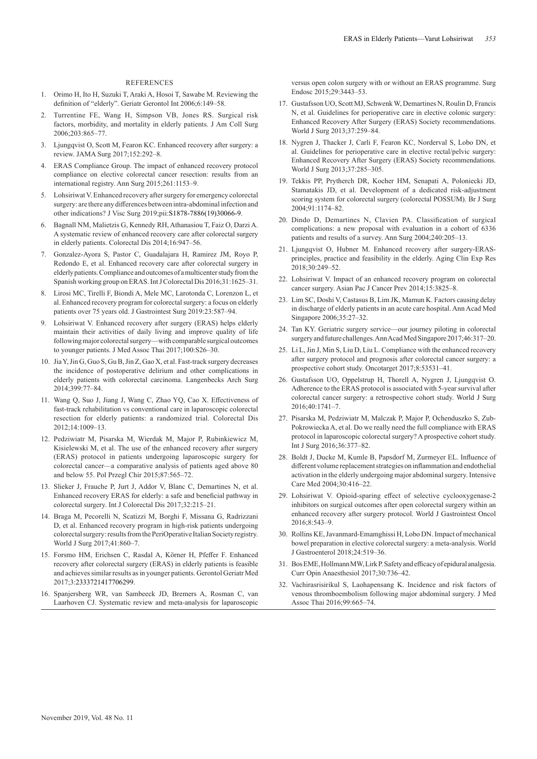## REFERENCES

1. Orimo H, Ito H, Suzuki T, Araki A, Hosoi T, Sawabe M. Reviewing the definition of "elderly". Geriatr Gerontol Int 2006;6:149–58.
2. Turrentine FE, Wang H, Simpson VB, Jones RS. Surgical risk factors, morbidity, and mortality in elderly patients. J Am Coll Surg 2006;203:865–77.
3. Ljungqvist O, Scott M, Fearon KC. Enhanced recovery after surgery: a review. JAMA Surg 2017;152:292–8.
4. ERAS Compliance Group. The impact of enhanced recovery protocol compliance on elective colorectal cancer resection: results from an international registry. Ann Surg 2015;261:1153–9.
5. Lohsiriwat V. Enhanced recovery after surgery for emergency colorectal surgery: are there any differences between intra-abdominal infection and other indications? J Visc Surg 2019;pii:S1878-7886(19)30066-9.
6. Bagnall NM, Malietzis G, Kennedy RH, Athanasiou T, Faiz O, Darzi A. A systematic review of enhanced recovery care after colorectal surgery in elderly patients. Colorectal Dis 2014;16:947–56.
7. Gonzalez-Ayora S, Pastor C, Guadalajara H, Ramirez JM, Royo P, Redondo E, et al. Enhanced recovery care after colorectal surgery in elderly patients. Compliance and outcomes of a multicenter study from the Spanish working group on ERAS. Int J Colorectal Dis 2016;31:1625–31.
8. Lirosi MC, Tirelli F, Biondi A, Mele MC, Larotonda C, Lorenzon L, et al. Enhanced recovery program for colorectal surgery: a focus on elderly patients over 75 years old. J Gastrointest Surg 2019:23:587–94.
9. Lohsiriwat V. Enhanced recovery after surgery (ERAS) helps elderly maintain their activities of daily living and improve quality of life following major colorectal surgery—with comparable surgical outcomes to younger patients. J Med Assoc Thai 2017;100:S26–30.
10. Jia Y, Jin G, Guo S, Gu B, Jin Z, Gao X, et al. Fast-track surgery decreases the incidence of postoperative delirium and other complications in elderly patients with colorectal carcinoma. Langenbecks Arch Surg 2014;399:77–84.
11. Wang Q, Suo J, Jiang J, Wang C, Zhao YQ, Cao X. Effectiveness of fast-track rehabilitation vs conventional care in laparoscopic colorectal resection for elderly patients: a randomized trial. Colorectal Dis 2012;14:1009–13.
12. Pedziwiatr M, Pisarska M, Wierdak M, Major P, Rubinkiewicz M, Kisielewski M, et al. The use of the enhanced recovery after surgery (ERAS) protocol in patients undergoing laparoscopic surgery for colorectal cancer—a comparative analysis of patients aged above 80 and below 55. Pol Przegl Chir 2015;87:565–72.
13. Slieker J, Frauche P, Jurt J, Addor V, Blanc C, Demartines N, et al. Enhanced recovery ERAS for elderly: a safe and beneficial pathway in colorectal surgery. Int J Colorectal Dis 2017;32:215–21.
14. Braga M, Pecorelli N, Scatizzi M, Borghi F, Missana G, Radrizzani D, et al. Enhanced recovery program in high-risk patients undergoing colorectal surgery: results from the PeriOperative Italian Society registry. World J Surg 2017;41:860–7.
15. Forsmo HM, Erichsen C, Rasdal A, Körner H, Pfeffer F. Enhanced recovery after colorectal surgery (ERAS) in elderly patients is feasible and achieves similar results as in younger patients. Gerontol Geriatr Med 2017;3:2333721417706299.
16. Spanjersberg WR, van Sambeeck JD, Bremers A, Rosman C, van Laarhoven CJ. Systematic review and meta-analysis for laparoscopic versus open colon surgery with or without an ERAS programme. Surg Endosc 2015;29:3443–53.
17. Gustafsson UO, Scott MJ, Schwenk W, Demartines N, Roulin D, Francis N, et al. Guidelines for perioperative care in elective colonic surgery: Enhanced Recovery After Surgery (ERAS) Society recommendations. World J Surg 2013;37:259–84.
18. Nygren J, Thacker J, Carli F, Fearon KC, Norderval S, Lobo DN, et al. Guidelines for perioperative care in elective rectal/pelvic surgery: Enhanced Recovery After Surgery (ERAS) Society recommendations. World J Surg 2013;37:285–305.
19. Tekkis PP, Prytherch DR, Kocher HM, Senapati A, Poloniecki JD, Stamatakis JD, et al. Development of a dedicated risk-adjustment scoring system for colorectal surgery (colorectal POSSUM). Br J Surg 2004;91:1174–82.
20. Dindo D, Demartines N, Clavien PA. Classification of surgical complications: a new proposal with evaluation in a cohort of 6336 patients and results of a survey. Ann Surg 2004;240:205–13.
21. Ljungqvist O, Hubner M. Enhanced recovery after surgery-ERAS-principles, practice and feasibility in the elderly. Aging Clin Exp Res 2018;30:249–52.
22. Lohsiriwat V. Impact of an enhanced recovery program on colorectal cancer surgery. Asian Pac J Cancer Prev 2014;15:3825–8.
23. Lim SC, Doshi V, Castasus B, Lim JK, Mamun K. Factors causing delay in discharge of elderly patients in an acute care hospital. Ann Acad Med Singapore 2006;35:27–32.
24. Tan KY. Geriatric surgery service—our journey piloting in colorectal surgery and future challenges. Ann Acad Med Singapore 2017;46:317–20.
25. Li L, Jin J, Min S, Liu D, Liu L. Compliance with the enhanced recovery after surgery protocol and prognosis after colorectal cancer surgery: a prospective cohort study. Oncotarget 2017;8:53531–41.
26. Gustafsson UO, Oppelstrup H, Thorell A, Nygren J, Ljungqvist O. Adherence to the ERAS protocol is associated with 5-year survival after colorectal cancer surgery: a retrospective cohort study. World J Surg 2016;40:1741–7.
27. Pisarska M, Pedziwiatr M, Malczak P, Major P, Ochenduszko S, Zub-Pokrowiecka A, et al. Do we really need the full compliance with ERAS protocol in laparoscopic colorectal surgery? A prospective cohort study. Int J Surg 2016;36:377–82.
28. Boldt J, Ducke M, Kumle B, Papsdorf M, Zurmeyer EL. Influence of different volume replacement strategies on inflammation and endothelial activation in the elderly undergoing major abdominal surgery. Intensive Care Med 2004;30:416–22.
29. Lohsiriwat V. Opioid-sparing effect of selective cyclooxygenase-2 inhibitors on surgical outcomes after open colorectal surgery within an enhanced recovery after surgery protocol. World J Gastrointest Oncol 2016;8:543–9.
30. Rollins KE, Javanmard-Emamghissi H, Lobo DN. Impact of mechanical bowel preparation in elective colorectal surgery: a meta-analysis. World J Gastroenterol 2018;24:519–36.
31. Bos EME, Hollmann MW, Lirk P. Safety and efficacy of epidural analgesia. Curr Opin Anaesthesiol 2017;30:736–42.
32. Vachirasrisirikul S, Laohapensang K. Incidence and risk factors of venous thromboembolism following major abdominal surgery. J Med Assoc Thai 2016;99:665–74.